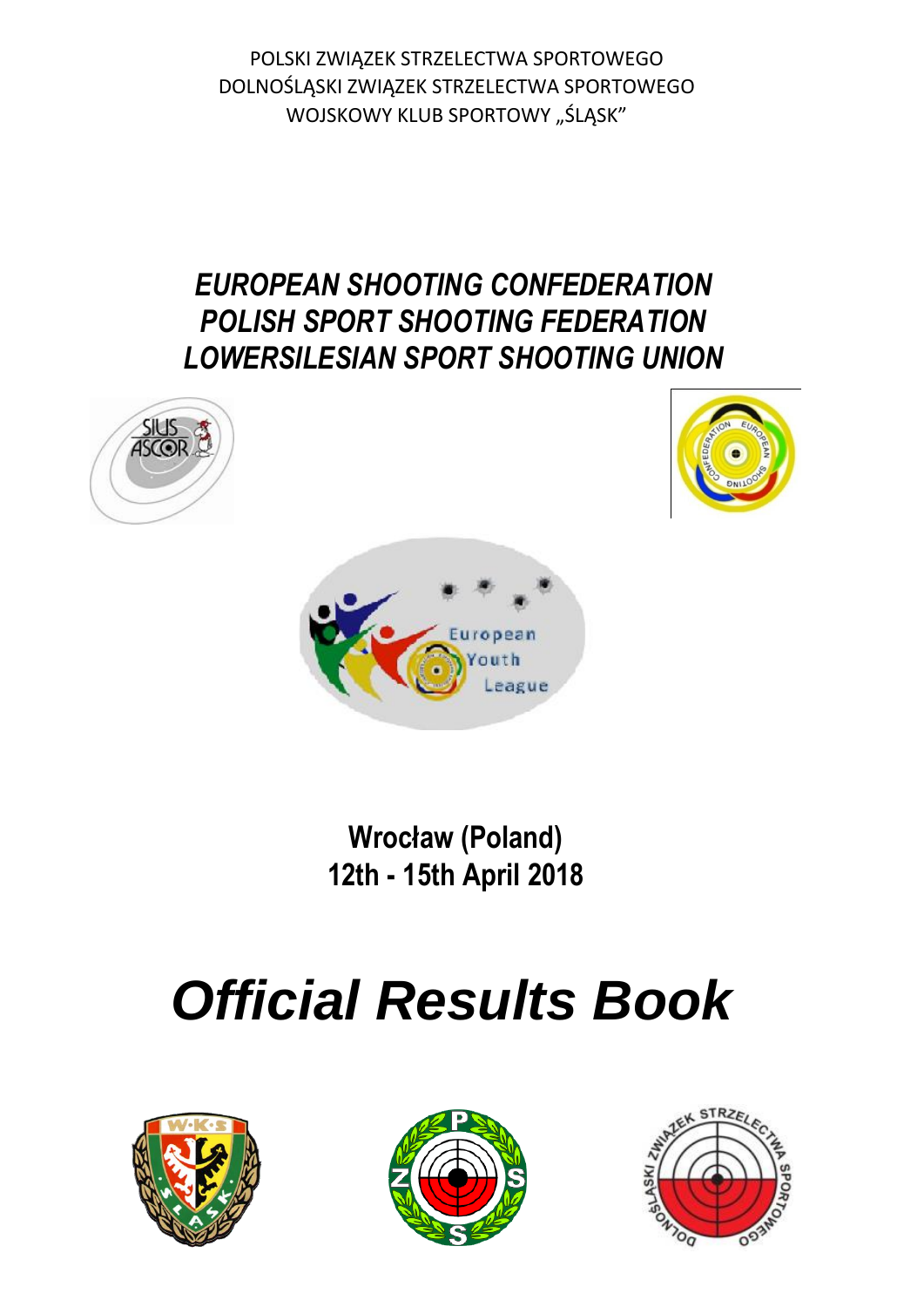POLSKI ZWIĄZEK STRZELECTWA SPORTOWEGO
DOLNOŚLĄSKI ZWIĄZEK STRZELECTWA SPORTOWEGO
WOJSKOWY KLUB SPORTOWY „ŚLĄSK"

***EUROPEAN SHOOTING CONFEDERATION***
***POLISH SPORT SHOOTING FEDERATION***
***LOWERSILESIAN SPORT SHOOTING UNION***

**Wrocław (Poland)**
**12th - 15th April 2018**

# *Official Results Book*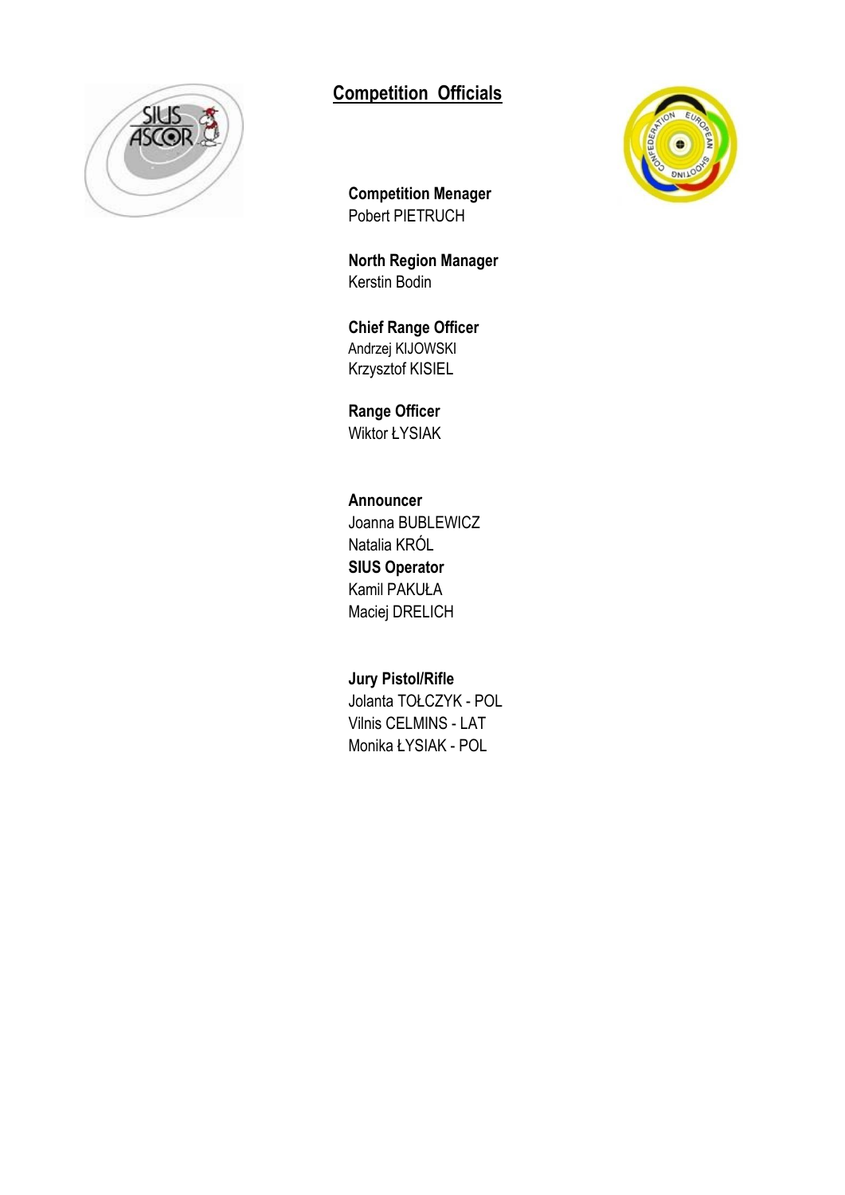## Competition Officials

**Competition Menager**
Pobert PIETRUCH

**North Region Manager**
Kerstin Bodin

**Chief Range Officer**
Andrzej KIJOWSKI
Krzysztof KISIEL

**Range Officer**
Wiktor ŁYSIAK

**Announcer**
Joanna BUBLEWICZ
Natalia KRÓL

**SIUS Operator**
Kamil PAKUŁA
Maciej DRELICH

**Jury Pistol/Rifle**
Jolanta TOŁCZYK - POL
Vilnis CELMINS - LAT
Monika ŁYSIAK - POL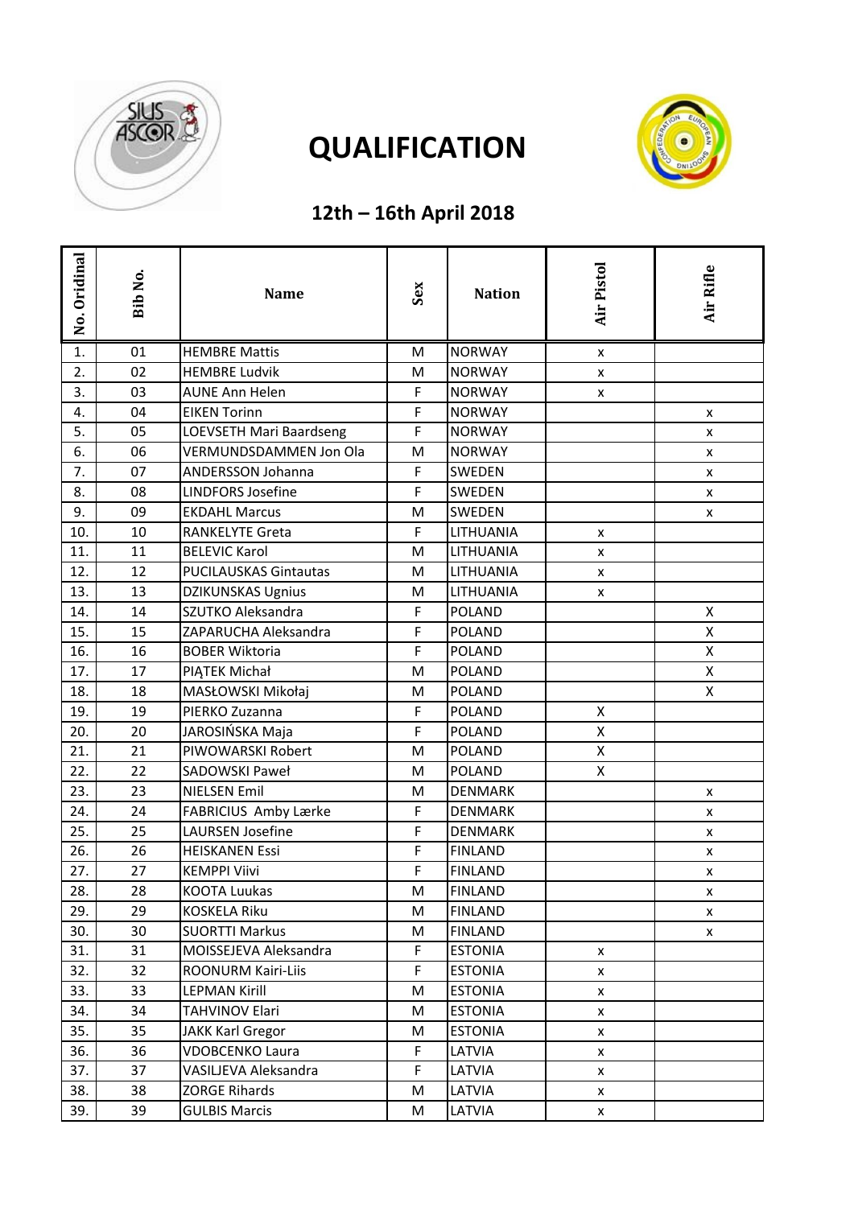# QUALIFICATION

## 12th – 16th April 2018

| No. Oridinal | Bib No. | Name | Sex | Nation | Air Pistol | Air Rifle |
|---|---|---|---|---|---|---|
| 1. | 01 | HEMBRE Mattis | M | NORWAY | x | |
| 2. | 02 | HEMBRE Ludvik | M | NORWAY | x | |
| 3. | 03 | AUNE Ann Helen | F | NORWAY | x | |
| 4. | 04 | EIKEN Torinn | F | NORWAY | | x |
| 5. | 05 | LOEVSETH Mari Baardseng | F | NORWAY | | x |
| 6. | 06 | VERMUNDSDAMMEN Jon Ola | M | NORWAY | | x |
| 7. | 07 | ANDERSSON Johanna | F | SWEDEN | | x |
| 8. | 08 | LINDFORS Josefine | F | SWEDEN | | x |
| 9. | 09 | EKDAHL Marcus | M | SWEDEN | | x |
| 10. | 10 | RANKELYTE Greta | F | LITHUANIA | x | |
| 11. | 11 | BELEVIC Karol | M | LITHUANIA | x | |
| 12. | 12 | PUCILAUSKAS Gintautas | M | LITHUANIA | x | |
| 13. | 13 | DZIKUNSKAS Ugnius | M | LITHUANIA | x | |
| 14. | 14 | SZUTKO Aleksandra | F | POLAND | | X |
| 15. | 15 | ZAPARUCHA Aleksandra | F | POLAND | | X |
| 16. | 16 | BOBER Wiktoria | F | POLAND | | X |
| 17. | 17 | PIĄTEK Michał | M | POLAND | | X |
| 18. | 18 | MASŁOWSKI Mikołaj | M | POLAND | | X |
| 19. | 19 | PIERKO Zuzanna | F | POLAND | X | |
| 20. | 20 | JAROSIŃSKA Maja | F | POLAND | X | |
| 21. | 21 | PIWOWARSKI Robert | M | POLAND | X | |
| 22. | 22 | SADOWSKI Paweł | M | POLAND | X | |
| 23. | 23 | NIELSEN Emil | M | DENMARK | | x |
| 24. | 24 | FABRICIUS Amby Lærke | F | DENMARK | | x |
| 25. | 25 | LAURSEN Josefine | F | DENMARK | | x |
| 26. | 26 | HEISKANEN Essi | F | FINLAND | | x |
| 27. | 27 | KEMPPI Viivi | F | FINLAND | | x |
| 28. | 28 | KOOTA Luukas | M | FINLAND | | x |
| 29. | 29 | KOSKELA Riku | M | FINLAND | | x |
| 30. | 30 | SUORTTI Markus | M | FINLAND | | x |
| 31. | 31 | MOISSEJEVA Aleksandra | F | ESTONIA | x | |
| 32. | 32 | ROONURM Kairi-Liis | F | ESTONIA | x | |
| 33. | 33 | LEPMAN Kirill | M | ESTONIA | x | |
| 34. | 34 | TAHVINOV Elari | M | ESTONIA | x | |
| 35. | 35 | JAKK Karl Gregor | M | ESTONIA | x | |
| 36. | 36 | VDOBCENKO Laura | F | LATVIA | x | |
| 37. | 37 | VASILJEVA Aleksandra | F | LATVIA | x | |
| 38. | 38 | ZORGE Rihards | M | LATVIA | x | |
| 39. | 39 | GULBIS Marcis | M | LATVIA | x | |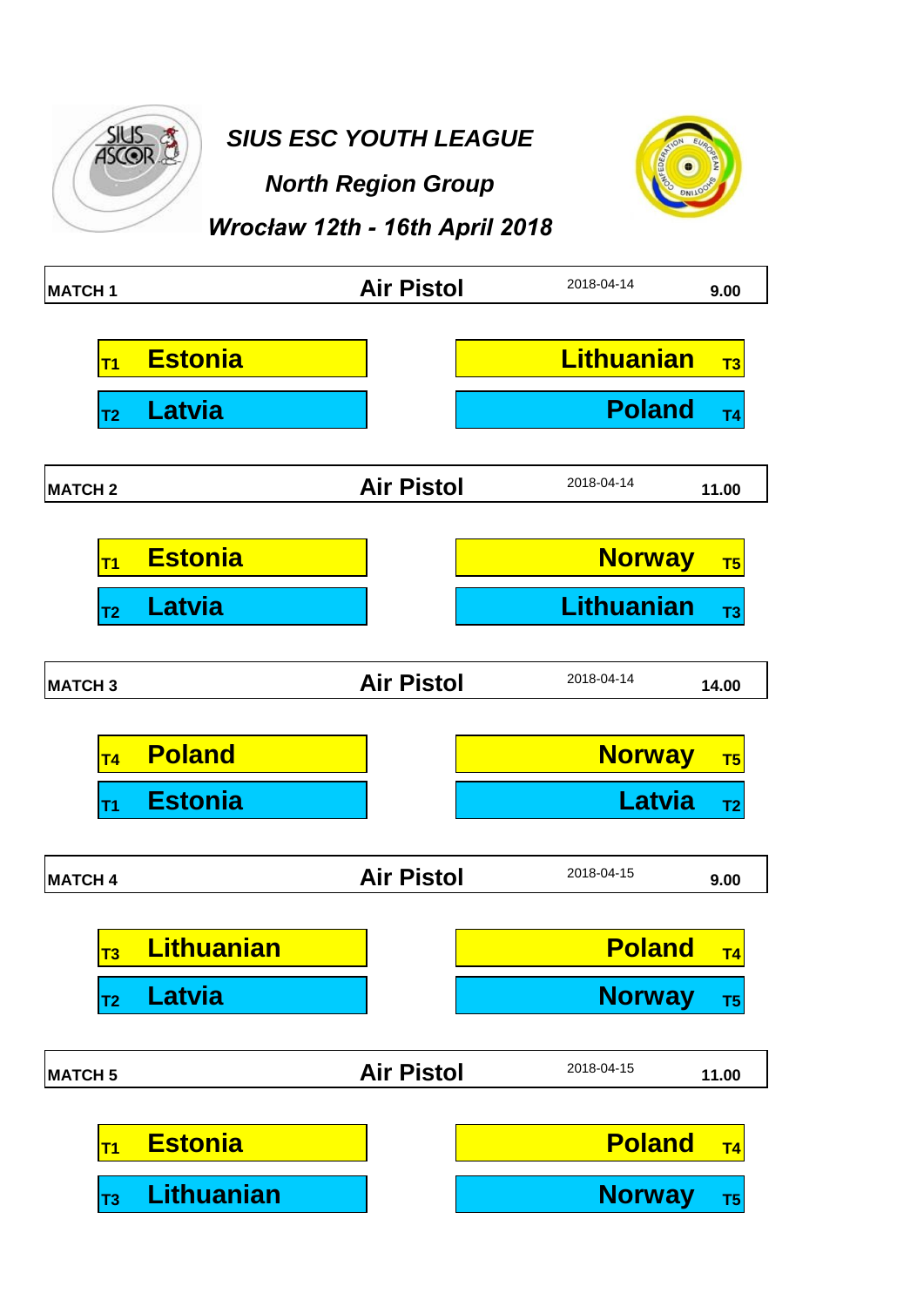# *SIUS ESC YOUTH LEAGUE*

## *North Region Group*

### *Wrocław 12th - 16th April 2018*

| MATCH 1 | Air Pistol | 2018-04-14 | 9.00 |
|---|---|---|---|
| T1 Estonia | | Lithuanian T3 | |
| T2 Latvia | | Poland T4 | |

| MATCH 2 | Air Pistol | 2018-04-14 | 11.00 |
|---|---|---|---|
| T1 Estonia | | Norway T5 | |
| T2 Latvia | | Lithuanian T3 | |

| MATCH 3 | Air Pistol | 2018-04-14 | 14.00 |
|---|---|---|---|
| T4 Poland | | Norway T5 | |
| T1 Estonia | | Latvia T2 | |

| MATCH 4 | Air Pistol | 2018-04-15 | 9.00 |
|---|---|---|---|
| T3 Lithuanian | | Poland T4 | |
| T2 Latvia | | Norway T5 | |

| MATCH 5 | Air Pistol | 2018-04-15 | 11.00 |
|---|---|---|---|
| T1 Estonia | | Poland T4 | |
| T3 Lithuanian | | Norway T5 | |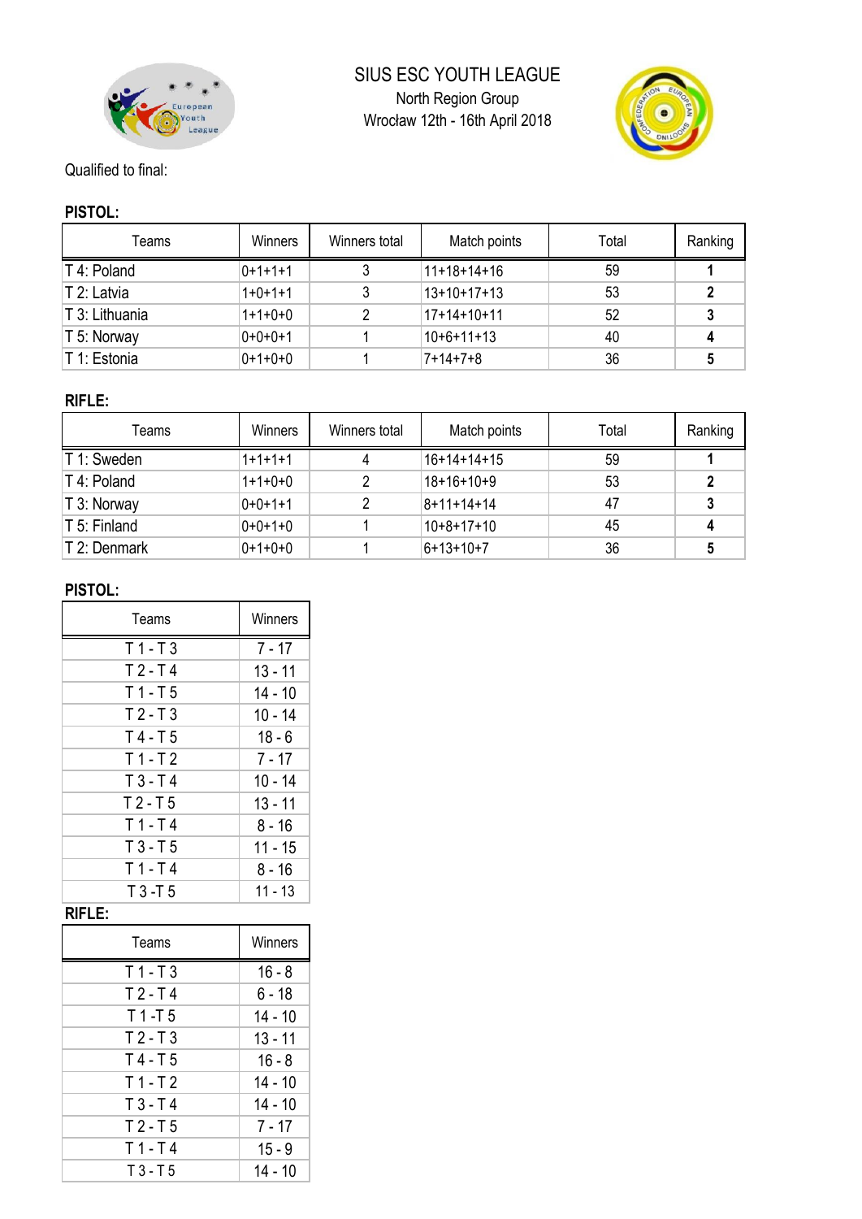SIUS ESC YOUTH LEAGUE

North Region Group

Wrocław 12th - 16th April 2018

Qualified to final:

**PISTOL:**

| Teams | Winners | Winners total | Match points | Total | Ranking |
|---|---|---|---|---|---|
| T 4: Poland | 0+1+1+1 | 3 | 11+18+14+16 | 59 | **1** |
| T 2: Latvia | 1+0+1+1 | 3 | 13+10+17+13 | 53 | **2** |
| T 3: Lithuania | 1+1+0+0 | 2 | 17+14+10+11 | 52 | **3** |
| T 5: Norway | 0+0+0+1 | 1 | 10+6+11+13 | 40 | **4** |
| T 1: Estonia | 0+1+0+0 | 1 | 7+14+7+8 | 36 | **5** |

**RIFLE:**

| Teams | Winners | Winners total | Match points | Total | Ranking |
|---|---|---|---|---|---|
| T 1: Sweden | 1+1+1+1 | 4 | 16+14+14+15 | 59 | **1** |
| T 4: Poland | 1+1+0+0 | 2 | 18+16+10+9 | 53 | **2** |
| T 3: Norway | 0+0+1+1 | 2 | 8+11+14+14 | 47 | **3** |
| T 5: Finland | 0+0+1+0 | 1 | 10+8+17+10 | 45 | **4** |
| T 2: Denmark | 0+1+0+0 | 1 | 6+13+10+7 | 36 | **5** |

**PISTOL:**

| Teams | Winners |
|---|---|
| T 1 - T 3 | 7 - 17 |
| T 2 - T 4 | 13 - 11 |
| T 1 - T 5 | 14 - 10 |
| T 2 - T 3 | 10 - 14 |
| T 4 - T 5 | 18 - 6 |
| T 1 - T 2 | 7 - 17 |
| T 3 - T 4 | 10 - 14 |
| T 2 - T 5 | 13 - 11 |
| T 1 - T 4 | 8 - 16 |
| T 3 - T 5 | 11 - 15 |
| T 1 - T 4 | 8 - 16 |
| T 3 -T 5 | 11 - 13 |

**RIFLE:**

| Teams | Winners |
|---|---|
| T 1 - T 3 | 16 - 8 |
| T 2 - T 4 | 6 - 18 |
| T 1 -T 5 | 14 - 10 |
| T 2 - T 3 | 13 - 11 |
| T 4 - T 5 | 16 - 8 |
| T 1 - T 2 | 14 - 10 |
| T 3 - T 4 | 14 - 10 |
| T 2 - T 5 | 7 - 17 |
| T 1 - T 4 | 15 - 9 |
| T 3 - T 5 | 14 - 10 |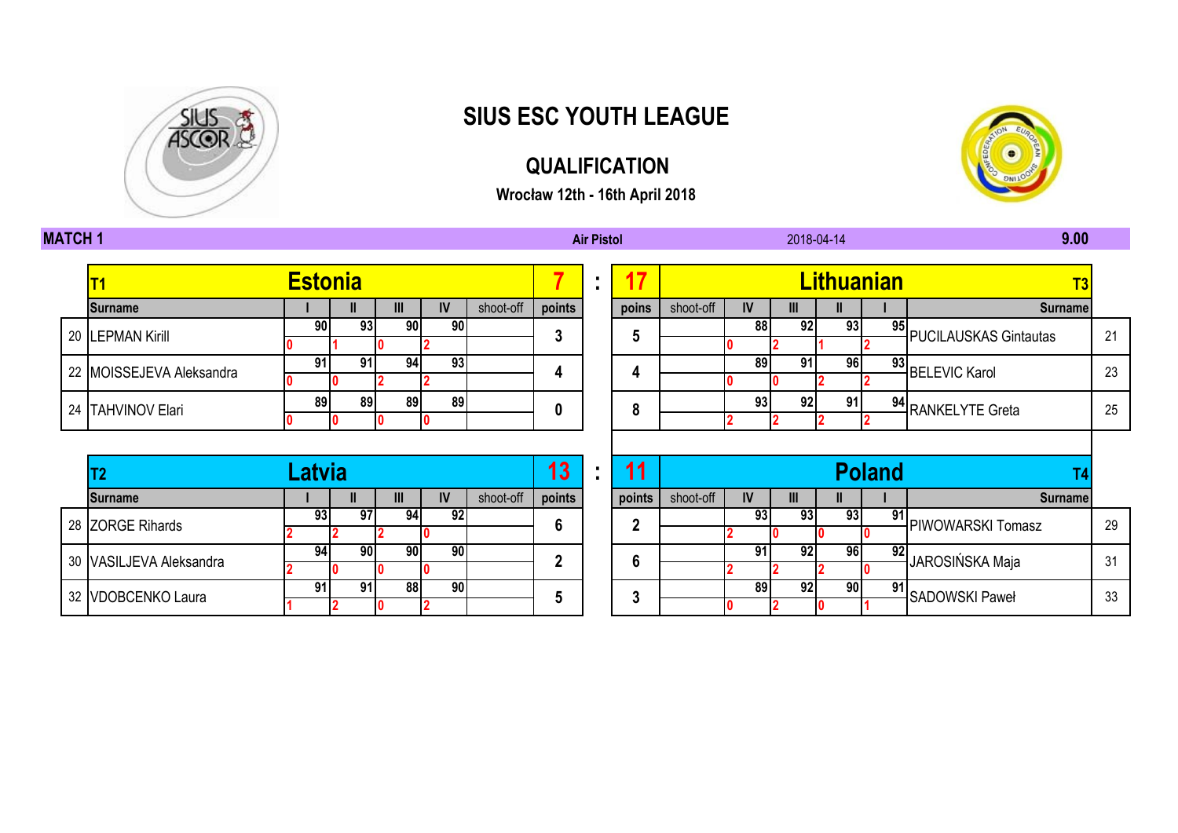# SIUS ESC YOUTH LEAGUE

## QUALIFICATION

**Wrocław 12th - 16th April 2018**

**MATCH 1** | **Air Pistol** | 2018-04-14 | **9.00**

| | T1 | Estonia | | | | | 7 | : | 17 | Lithuanian | | | | | T3 | |
|---|---|---|---|---|---|---|---|---|---|---|---|---|---|---|---|---|
| | Surname | I | II | III | IV | shoot-off | points | | poins | shoot-off | IV | III | II | I | Surname | |
| 20 | LEPMAN Kirill | 90 | 93 | 90 | 90 | | 3 | | 5 | | 88 | 92 | 93 | 95 | PUCILAUSKAS Gintautas | 21 |
| | | 0 | 1 | 0 | 2 | | | | | | 0 | 2 | 1 | 2 | | |
| 22 | MOISSEJEVA Aleksandra | 91 | 91 | 94 | 93 | | 4 | | 4 | | 89 | 91 | 96 | 93 | BELEVIC Karol | 23 |
| | | 0 | 0 | 2 | 2 | | | | | | 0 | 0 | 2 | 2 | | |
| 24 | TAHVINOV Elari | 89 | 89 | 89 | 89 | | 0 | | 8 | | 93 | 92 | 91 | 94 | RANKELYTE Greta | 25 |
| | | 0 | 0 | 0 | 0 | | | | | | 2 | 2 | 2 | 2 | | |

| | T2 | Latvia | | | | | 13 | : | 11 | Poland | | | | | T4 | |
|---|---|---|---|---|---|---|---|---|---|---|---|---|---|---|---|---|
| | Surname | I | II | III | IV | shoot-off | points | | points | shoot-off | IV | III | II | I | Surname | |
| 28 | ZORGE Rihards | 93 | 97 | 94 | 92 | | 6 | | 2 | | 93 | 93 | 93 | 91 | PIWOWARSKI Tomasz | 29 |
| | | 2 | 2 | 2 | 0 | | | | | | 2 | 0 | 0 | 0 | | |
| 30 | VASILJEVA Aleksandra | 94 | 90 | 90 | 90 | | 2 | | 6 | | 91 | 92 | 96 | 92 | JAROSIŃSKA Maja | 31 |
| | | 2 | 0 | 0 | 0 | | | | | | 2 | 2 | 2 | 0 | | |
| 32 | VDOBCENKO Laura | 91 | 91 | 88 | 90 | | 5 | | 3 | | 89 | 92 | 90 | 91 | SADOWSKI Paweł | 33 |
| | | 1 | 2 | 0 | 2 | | | | | | 0 | 2 | 0 | 1 | | |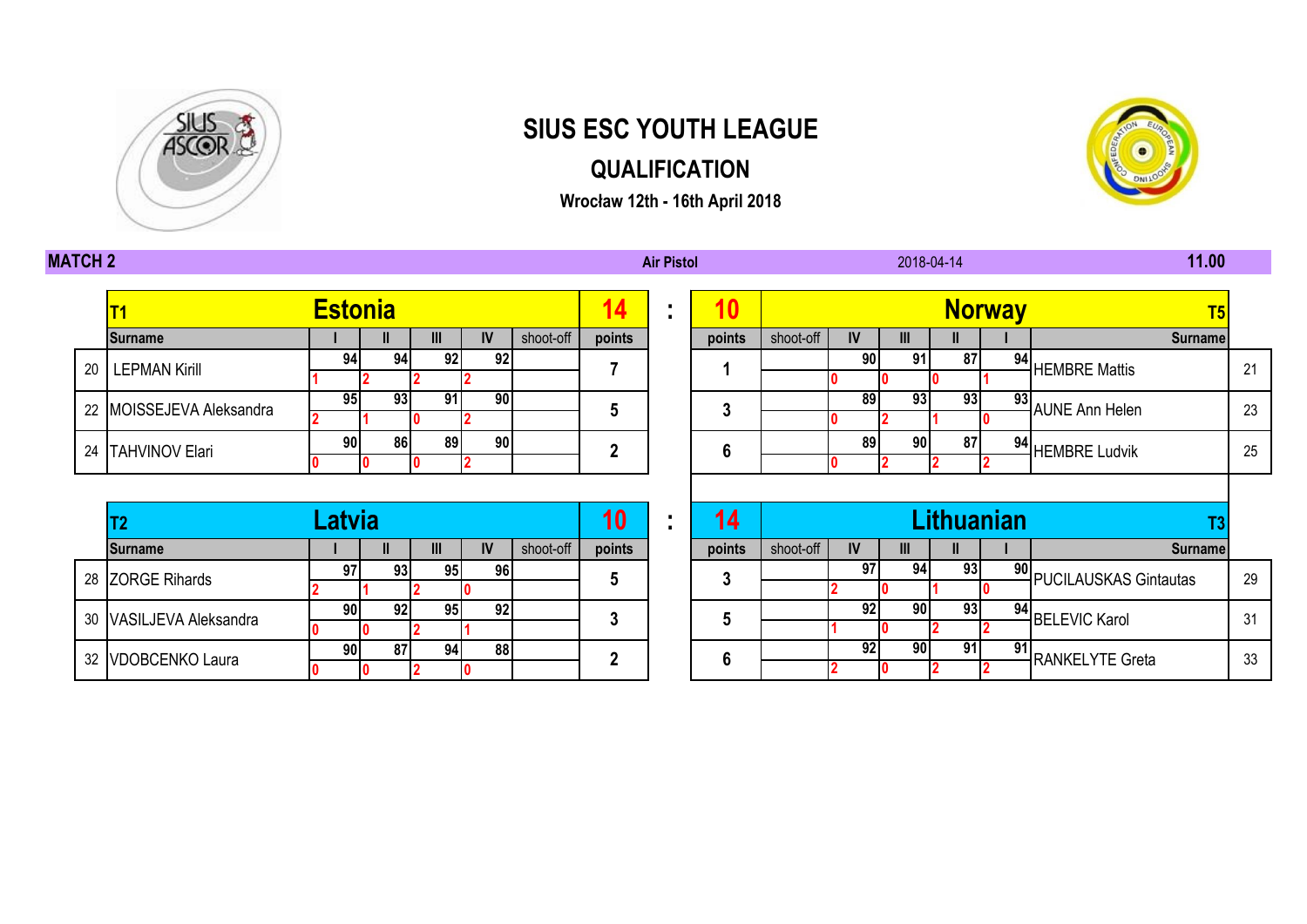# SIUS ESC YOUTH LEAGUE

## QUALIFICATION

**Wrocław 12th - 16th April 2018**

**MATCH 2** | **Air Pistol** | 2018-04-14 | **11.00**

| No. | T1 Surname | I | II | III | IV | shoot-off | points | Estonia 14 : 10 Norway | points | shoot-off | IV | III | II | I | Surname T5 | No. |
|---|---|---|---|---|---|---|---|---|---|---|---|---|---|---|---|---|
| 20 | LEPMAN Kirill | 94 (1) | 94 (2) | 92 (2) | 92 (2) | | 7 | | 1 | | 90 (0) | 91 (0) | 87 (0) | 94 (1) | HEMBRE Mattis | 21 |
| 22 | MOISSEJEVA Aleksandra | 95 (2) | 93 (1) | 91 (0) | 90 (2) | | 5 | | 3 | | 89 (0) | 93 (2) | 93 (1) | 93 (0) | AUNE Ann Helen | 23 |
| 24 | TAHVINOV Elari | 90 (0) | 86 (0) | 89 (0) | 90 (2) | | 2 | | 6 | | 89 (0) | 90 (2) | 87 (2) | 94 (2) | HEMBRE Ludvik | 25 |

| No. | T2 Surname | I | II | III | IV | shoot-off | points | Latvia 10 : 14 Lithuanian | points | shoot-off | IV | III | II | I | Surname T3 | No. |
|---|---|---|---|---|---|---|---|---|---|---|---|---|---|---|---|---|
| 28 | ZORGE Rihards | 97 (2) | 93 (1) | 95 (2) | 96 (0) | | 5 | | 3 | | 97 (2) | 94 (0) | 93 (1) | 90 (0) | PUCILAUSKAS Gintautas | 29 |
| 30 | VASILJEVA Aleksandra | 90 (0) | 92 (0) | 95 (2) | 92 (1) | | 3 | | 5 | | 92 (1) | 90 (0) | 93 (2) | 94 (2) | BELEVIC Karol | 31 |
| 32 | VDOBCENKO Laura | 90 (0) | 87 (0) | 94 (2) | 88 (0) | | 2 | | 6 | | 92 (2) | 90 (0) | 91 (2) | 91 (2) | RANKELYTE Greta | 33 |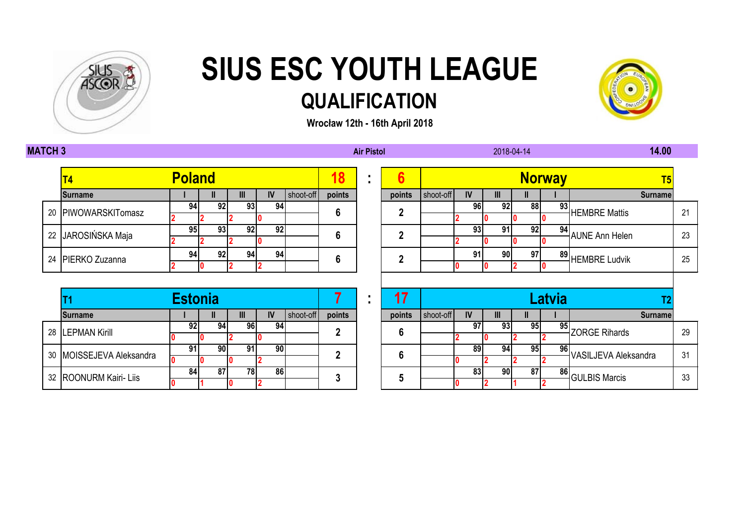# SIUS ESC YOUTH LEAGUE

## QUALIFICATION

**Wrocław 12th - 16th April 2018**

**MATCH 3** | **Air Pistol** | 2018-04-14 | **14.00**

| | T4 | Poland | | | | | 18 | : | 6 | Norway | | | | | T5 | |
|---|---|---|---|---|---|---|---|---|---|---|---|---|---|---|---|---|
| | Surname | I | II | III | IV | shoot-off | points | | points | shoot-off | IV | III | II | I | Surname | |
| 20 | PIWOWARSKITomasz | 94 | 92 | 93 | 94 | | 6 | | 2 | | 96 | 92 | 88 | 93 | HEMBRE Mattis | 21 |
| | | 2 | 2 | 2 | 0 | | | | | | 2 | 0 | 0 | 0 | | |
| 22 | JAROSIŃSKA Maja | 95 | 93 | 92 | 92 | | 6 | | 2 | | 93 | 91 | 92 | 94 | AUNE Ann Helen | 23 |
| | | 2 | 2 | 2 | 0 | | | | | | 2 | 0 | 0 | 0 | | |
| 24 | PIERKO Zuzanna | 94 | 92 | 94 | 94 | | 6 | | 2 | | 91 | 90 | 97 | 89 | HEMBRE Ludvik | 25 |
| | | 2 | 0 | 2 | 2 | | | | | | 0 | 0 | 2 | 0 | | |

| | T1 | Estonia | | | | | 7 | : | 17 | Latvia | | | | | T2 | |
|---|---|---|---|---|---|---|---|---|---|---|---|---|---|---|---|---|
| | Surname | I | II | III | IV | shoot-off | points | | points | shoot-off | IV | III | II | I | Surname | |
| 28 | LEPMAN Kirill | 92 | 94 | 96 | 94 | | 2 | | 6 | | 97 | 93 | 95 | 95 | ZORGE Rihards | 29 |
| | | 0 | 0 | 2 | 0 | | | | | | 2 | 0 | 2 | 2 | | |
| 30 | MOISSEJEVA Aleksandra | 91 | 90 | 91 | 90 | | 2 | | 6 | | 89 | 94 | 95 | 96 | VASILJEVA Aleksandra | 31 |
| | | 0 | 0 | 0 | 2 | | | | | | 0 | 2 | 2 | 2 | | |
| 32 | ROONURM Kairi- Liis | 84 | 87 | 78 | 86 | | 3 | | 5 | | 83 | 90 | 87 | 86 | GULBIS Marcis | 33 |
| | | 0 | 1 | 0 | 2 | | | | | | 0 | 2 | 1 | 2 | | |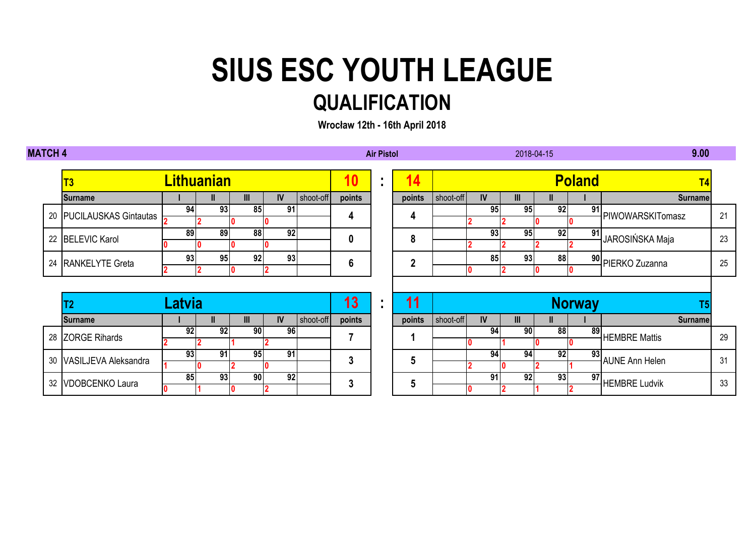# SIUS ESC YOUTH LEAGUE

## QUALIFICATION

**Wrocław 12th - 16th April 2018**

**MATCH 4** | **Air Pistol** | 2018-04-15 | **9.00**

| | T3 **Lithuanian** | | | | | | **10** | : | **14** | **Poland** | | | | | T4 | |
|---|---|---|---|---|---|---|---|---|---|---|---|---|---|---|---|---|
| | Surname | I | II | III | IV | shoot-off | points | | points | shoot-off | IV | III | II | I | Surname | |
| 20 | PUCILAUSKAS Gintautas | 94 / 2 | 93 / 2 | 85 / 0 | 91 / 0 | | 4 | | 4 | | 95 / 2 | 95 / 2 | 92 / 0 | 91 / 0 | PIWOWARSKITomasz | 21 |
| 22 | BELEVIC Karol | 89 / 0 | 89 / 0 | 88 / 0 | 92 / 0 | | 0 | | 8 | | 93 / 2 | 95 / 2 | 92 / 2 | 91 / 2 | JAROSIŃSKA Maja | 23 |
| 24 | RANKELYTE Greta | 93 / 2 | 95 / 2 | 92 / 0 | 93 / 2 | | 6 | | 2 | | 85 / 0 | 93 / 2 | 88 / 0 | 90 / 0 | PIERKO Zuzanna | 25 |

| | T2 **Latvia** | | | | | | **13** | : | **11** | **Norway** | | | | | T5 | |
|---|---|---|---|---|---|---|---|---|---|---|---|---|---|---|---|---|
| | Surname | I | II | III | IV | shoot-off | points | | points | shoot-off | IV | III | II | I | Surname | |
| 28 | ZORGE Rihards | 92 / 2 | 92 / 2 | 90 / 1 | 96 / 2 | | 7 | | 1 | | 94 / 0 | 90 / 1 | 88 / 0 | 89 / 0 | HEMBRE Mattis | 29 |
| 30 | VASILJEVA Aleksandra | 93 / 1 | 91 / 0 | 95 / 2 | 91 / 0 | | 3 | | 5 | | 94 / 2 | 94 / 0 | 92 / 2 | 93 / 1 | AUNE Ann Helen | 31 |
| 32 | VDOBCENKO Laura | 85 / 0 | 93 / 1 | 90 / 0 | 92 / 2 | | 3 | | 5 | | 91 / 0 | 92 / 2 | 93 / 1 | 97 / 2 | HEMBRE Ludvik | 33 |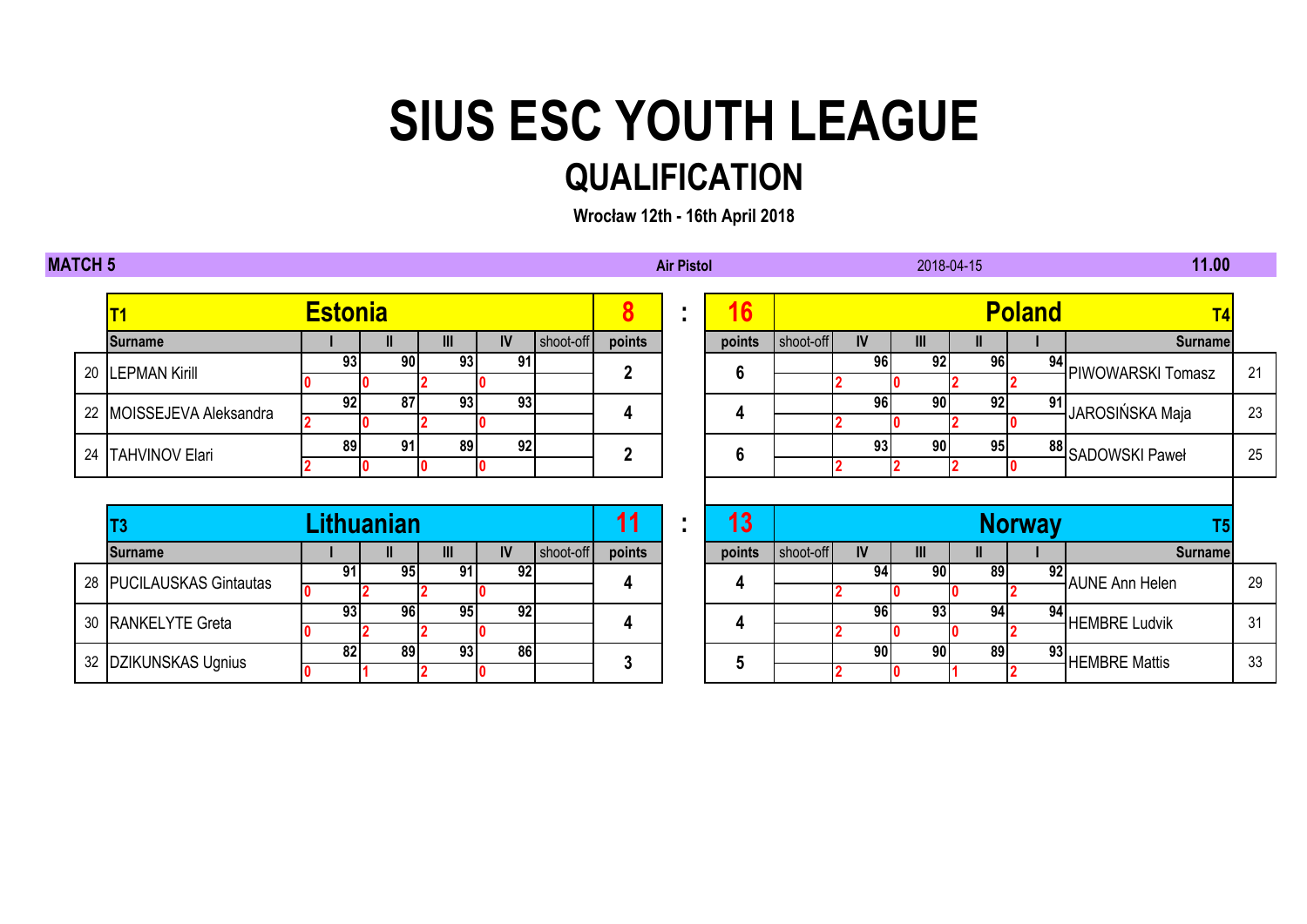# SIUS ESC YOUTH LEAGUE

## QUALIFICATION

**Wrocław 12th - 16th April 2018**

**MATCH 5** | **Air Pistol** | 2018-04-15 | **11.00**

| | T1 | Estonia | | | | | 8 | : | 16 | | | Poland | | | | T4 | |
|---|---|---|---|---|---|---|---|---|---|---|---|---|---|---|---|---|---|
| | Surname | I | II | III | IV | shoot-off | points | | points | shoot-off | IV | III | II | I | | Surname | |
| 20 | LEPMAN Kirill | 93 / 0 | 90 / 0 | 93 / 2 | 91 / 0 | | 2 | | 6 | | 96 / 2 | 92 / 0 | 96 / 2 | 94 / 2 | | PIWOWARSKI Tomasz | 21 |
| 22 | MOISSEJEVA Aleksandra | 92 / 2 | 87 / 0 | 93 / 2 | 93 / 0 | | 4 | | 4 | | 96 / 2 | 90 / 0 | 92 / 2 | 91 / 0 | | JAROSIŃSKA Maja | 23 |
| 24 | TAHVINOV Elari | 89 / 2 | 91 / 0 | 89 / 0 | 92 / 0 | | 2 | | 6 | | 93 / 2 | 90 / 2 | 95 / 2 | 88 / 0 | | SADOWSKI Paweł | 25 |

| | T3 | Lithuanian | | | | | 11 | : | 13 | | | Norway | | | | T5 | |
|---|---|---|---|---|---|---|---|---|---|---|---|---|---|---|---|---|---|
| | Surname | I | II | III | IV | shoot-off | points | | points | shoot-off | IV | III | II | I | | Surname | |
| 28 | PUCILAUSKAS Gintautas | 91 / 0 | 95 / 2 | 91 / 2 | 92 / 0 | | 4 | | 4 | | 94 / 2 | 90 / 0 | 89 / 0 | 92 / 2 | | AUNE Ann Helen | 29 |
| 30 | RANKELYTE Greta | 93 / 0 | 96 / 2 | 95 / 2 | 92 / 0 | | 4 | | 4 | | 96 / 2 | 93 / 0 | 94 / 0 | 94 / 2 | | HEMBRE Ludvik | 31 |
| 32 | DZIKUNSKAS Ugnius | 82 / 0 | 89 / 1 | 93 / 2 | 86 / 0 | | 3 | | 5 | | 90 / 2 | 90 / 0 | 89 / 1 | 93 / 2 | | HEMBRE Mattis | 33 |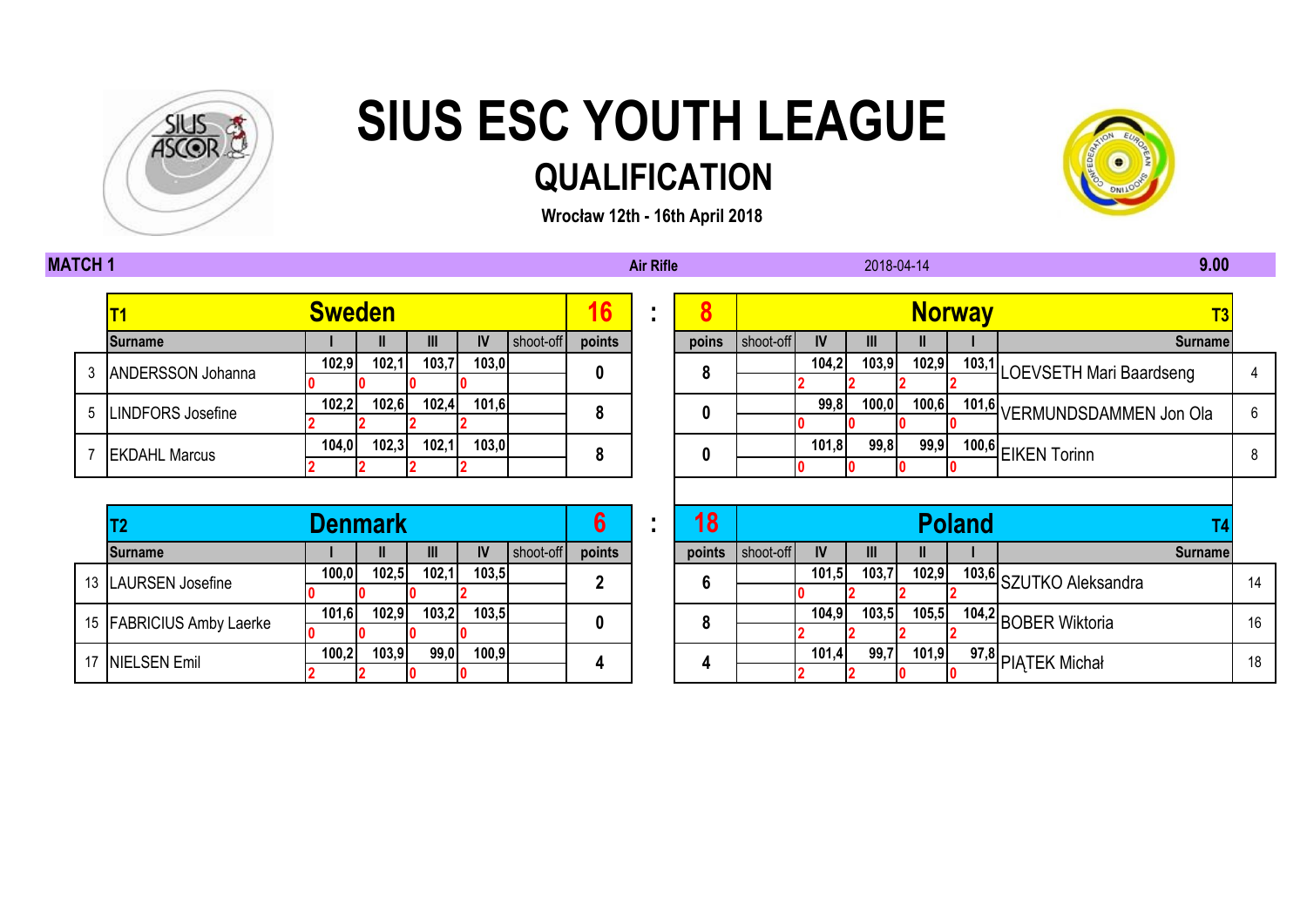# SIUS ESC YOUTH LEAGUE

## QUALIFICATION

**Wrocław 12th - 16th April 2018**

**MATCH 1** | **Air Rifle** | 2018-04-14 | **9.00**

| | T1 | Sweden | | | | | 16 | : | 8 | | Norway | | | | T3 | |
|---|---|---|---|---|---|---|---|---|---|---|---|---|---|---|---|---|
| | Surname | I | II | III | IV | shoot-off | points | | poins | shoot-off | IV | III | II | I | Surname | |
| 3 | ANDERSSON Johanna | 102,9 | 102,1 | 103,7 | 103,0 | | 0 | | 8 | | 104,2 | 103,9 | 102,9 | 103,1 | LOEVSETH Mari Baardseng | 4 |
| | | 0 | 0 | 0 | 0 | | | | | | 2 | 2 | 2 | 2 | | |
| 5 | LINDFORS Josefine | 102,2 | 102,6 | 102,4 | 101,6 | | 8 | | 0 | | 99,8 | 100,0 | 100,6 | 101,6 | VERMUNDSDAMMEN Jon Ola | 6 |
| | | 2 | 2 | 2 | 2 | | | | | | 0 | 0 | 0 | 0 | | |
| 7 | EKDAHL Marcus | 104,0 | 102,3 | 102,1 | 103,0 | | 8 | | 0 | | 101,8 | 99,8 | 99,9 | 100,6 | EIKEN Torinn | 8 |
| | | 2 | 2 | 2 | 2 | | | | | | 0 | 0 | 0 | 0 | | |

| | T2 | Denmark | | | | | 6 | : | 18 | | Poland | | | | T4 | |
|---|---|---|---|---|---|---|---|---|---|---|---|---|---|---|---|---|
| | Surname | I | II | III | IV | shoot-off | points | | points | shoot-off | IV | III | II | I | Surname | |
| 13 | LAURSEN Josefine | 100,0 | 102,5 | 102,1 | 103,5 | | 2 | | 6 | | 101,5 | 103,7 | 102,9 | 103,6 | SZUTKO Aleksandra | 14 |
| | | 0 | 0 | 0 | 2 | | | | | | 0 | 2 | 2 | 2 | | |
| 15 | FABRICIUS Amby Laerke | 101,6 | 102,9 | 103,2 | 103,5 | | 0 | | 8 | | 104,9 | 103,5 | 105,5 | 104,2 | BOBER Wiktoria | 16 |
| | | 0 | 0 | 0 | 0 | | | | | | 2 | 2 | 2 | 2 | | |
| 17 | NIELSEN Emil | 100,2 | 103,9 | 99,0 | 100,9 | | 4 | | 4 | | 101,4 | 99,7 | 101,9 | 97,8 | PIĄTEK Michał | 18 |
| | | 2 | 2 | 0 | 0 | | | | | | 2 | 2 | 0 | 0 | | |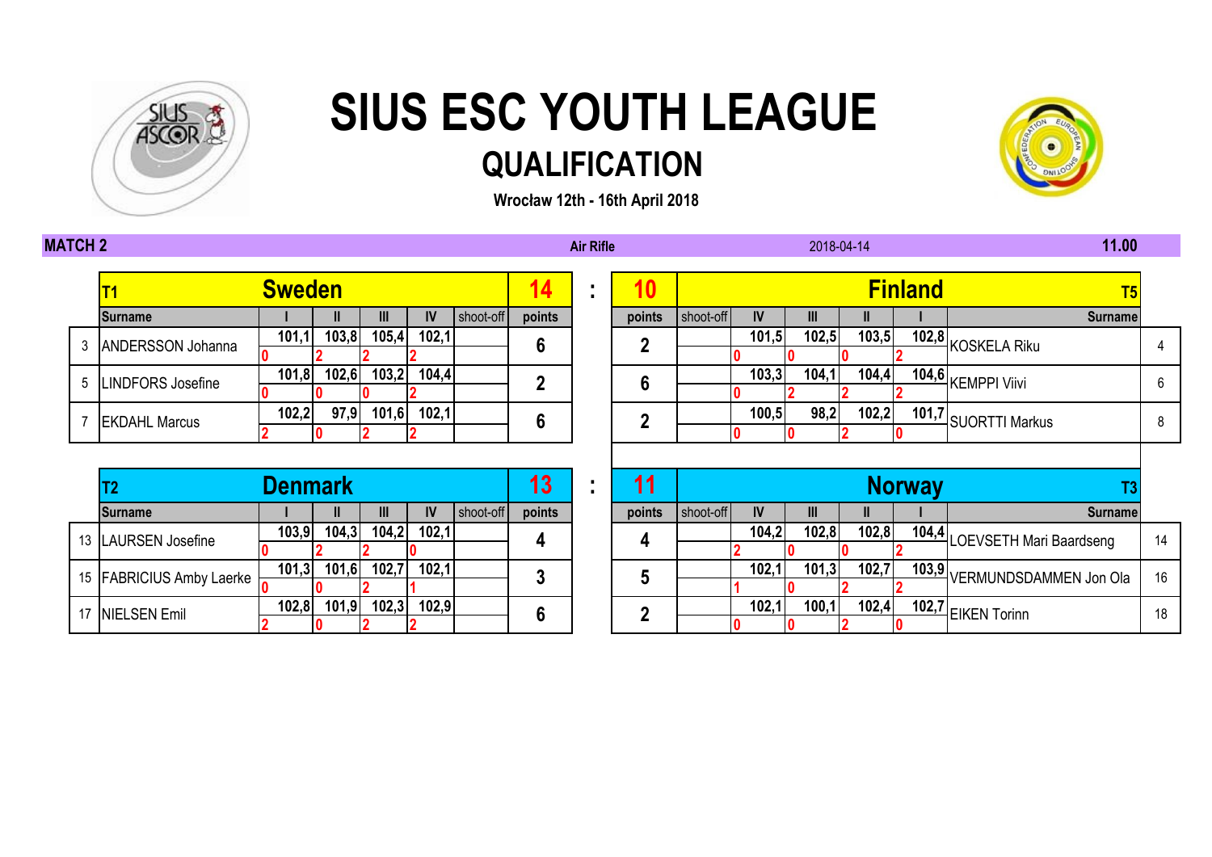# SIUS ESC YOUTH LEAGUE

## QUALIFICATION

**Wrocław 12th - 16th April 2018**

**MATCH 2** | **Air Rifle** | 2018-04-14 | **11.00**

| | T1 | **Sweden** | | | | | **14** | : | **10** | | | **Finland** | | | | T5 | |
|---|---|---|---|---|---|---|---|---|---|---|---|---|---|---|---|---|---|
| | **Surname** | **I** | **II** | **III** | **IV** | shoot-off | **points** | | **points** | shoot-off | **IV** | **III** | **II** | **I** | **Surname** | | |
| 3 | ANDERSSON Johanna | 101,1 / 0 | 103,8 / 2 | 105,4 / 2 | 102,1 / 2 | | **6** | | **2** | | 101,5 / 0 | 102,5 / 0 | 103,5 / 0 | 102,8 / 2 | KOSKELA Riku | | 4 |
| 5 | LINDFORS Josefine | 101,8 / 0 | 102,6 / 0 | 103,2 / 0 | 104,4 / 2 | | **2** | | **6** | | 103,3 / 0 | 104,1 / 2 | 104,4 / 2 | 104,6 / 2 | KEMPPI Viivi | | 6 |
| 7 | EKDAHL Marcus | 102,2 / 2 | 97,9 / 0 | 101,6 / 2 | 102,1 / 2 | | **6** | | **2** | | 100,5 / 0 | 98,2 / 0 | 102,2 / 2 | 101,7 / 0 | SUORTTI Markus | | 8 |

| | T2 | **Denmark** | | | | | **13** | : | **11** | | | **Norway** | | | | T3 | |
|---|---|---|---|---|---|---|---|---|---|---|---|---|---|---|---|---|---|
| | **Surname** | **I** | **II** | **III** | **IV** | shoot-off | **points** | | **points** | shoot-off | **IV** | **III** | **II** | **I** | **Surname** | | |
| 13 | LAURSEN Josefine | 103,9 / 0 | 104,3 / 2 | 104,2 / 2 | 102,1 / 0 | | **4** | | **4** | | 104,2 / 2 | 102,8 / 0 | 102,8 / 0 | 104,4 / 2 | LOEVSETH Mari Baardseng | | 14 |
| 15 | FABRICIUS Amby Laerke | 101,3 / 0 | 101,6 / 0 | 102,7 / 2 | 102,1 / 1 | | **3** | | **5** | | 102,1 / 1 | 101,3 / 0 | 102,7 / 2 | 103,9 / 2 | VERMUNDSDAMMEN Jon Ola | | 16 |
| 17 | NIELSEN Emil | 102,8 / 2 | 101,9 / 0 | 102,3 / 2 | 102,9 / 2 | | **6** | | **2** | | 102,1 / 0 | 100,1 / 0 | 102,4 / 2 | 102,7 / 0 | EIKEN Torinn | | 18 |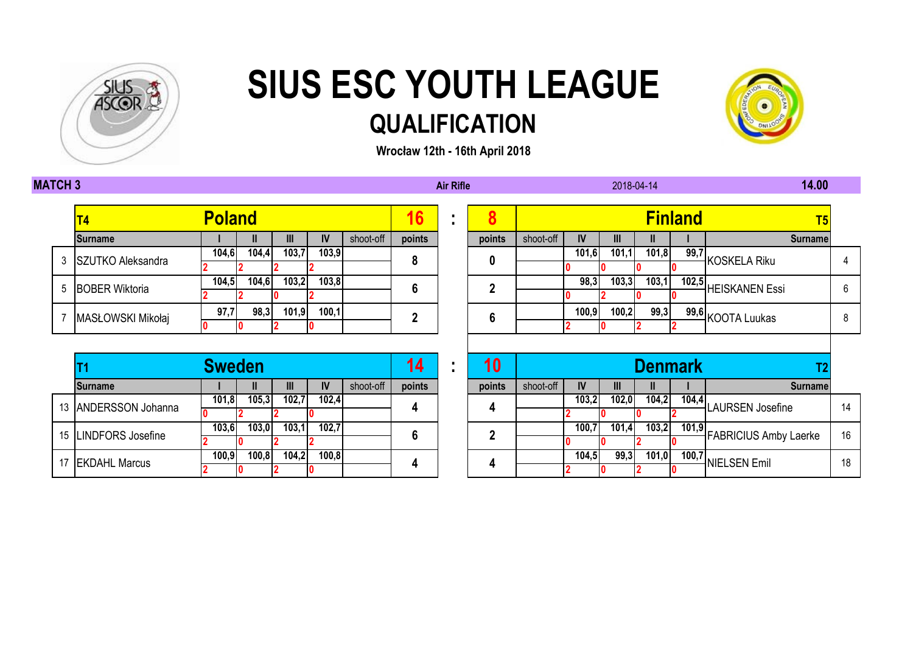# SIUS ESC YOUTH LEAGUE

## QUALIFICATION

**Wrocław 12th - 16th April 2018**

**MATCH 3** | **Air Rifle** | 2018-04-14 | **14.00**

| | T4 | Poland | | | | | 16 | : | 8 | Finland | | | | | | T5 | |
|---|---|---|---|---|---|---|---|---|---|---|---|---|---|---|---|---|---|
| | Surname | I | II | III | IV | shoot-off | points | | points | shoot-off | IV | III | II | I | Surname | | |
| 3 | SZUTKO Aleksandra | 104,6 / 2 | 104,4 / 2 | 103,7 / 2 | 103,9 / 2 | | 8 | | 0 | | 101,6 / 0 | 101,1 / 0 | 101,8 / 0 | 99,7 / 0 | KOSKELA Riku | | 4 |
| 5 | BOBER Wiktoria | 104,5 / 2 | 104,6 / 2 | 103,2 / 0 | 103,8 / 2 | | 6 | | 2 | | 98,3 / 0 | 103,3 / 2 | 103,1 / 0 | 102,5 / 0 | HEISKANEN Essi | | 6 |
| 7 | MASŁOWSKI Mikołaj | 97,7 / 0 | 98,3 / 0 | 101,9 / 2 | 100,1 / 0 | | 2 | | 6 | | 100,9 / 2 | 100,2 / 0 | 99,3 / 2 | 99,6 / 2 | KOOTA Luukas | | 8 |

| | T1 | Sweden | | | | | 14 | : | 10 | Denmark | | | | | | T2 | |
|---|---|---|---|---|---|---|---|---|---|---|---|---|---|---|---|---|---|
| | Surname | I | II | III | IV | shoot-off | points | | points | shoot-off | IV | III | II | I | Surname | | |
| 13 | ANDERSSON Johanna | 101,8 / 0 | 105,3 / 2 | 102,7 / 2 | 102,4 / 0 | | 4 | | 4 | | 103,2 / 2 | 102,0 / 0 | 104,2 / 0 | 104,4 / 2 | LAURSEN Josefine | | 14 |
| 15 | LINDFORS Josefine | 103,6 / 2 | 103,0 / 0 | 103,1 / 2 | 102,7 / 2 | | 6 | | 2 | | 100,7 / 0 | 101,4 / 0 | 103,2 / 2 | 101,9 / 0 | FABRICIUS Amby Laerke | | 16 |
| 17 | EKDAHL Marcus | 100,9 / 2 | 100,8 / 0 | 104,2 / 2 | 100,8 / 0 | | 4 | | 4 | | 104,5 / 2 | 99,3 / 0 | 101,0 / 2 | 100,7 / 0 | NIELSEN Emil | | 18 |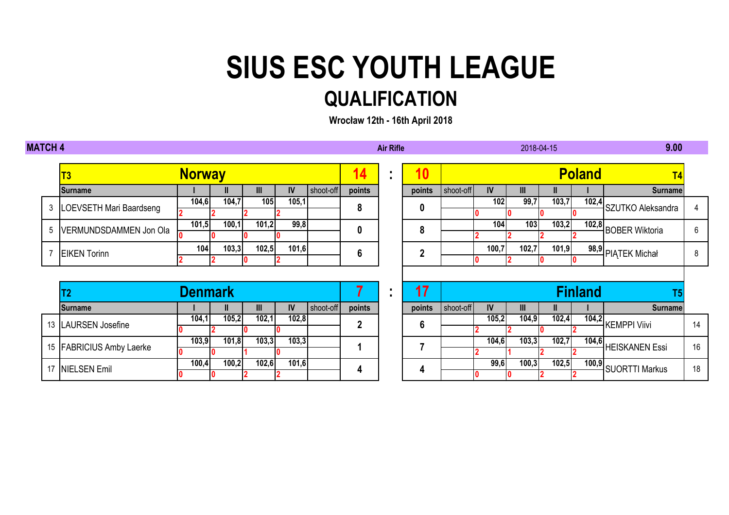# SIUS ESC YOUTH LEAGUE

## QUALIFICATION

**Wrocław 12th - 16th April 2018**

**MATCH 4** | **Air Rifle** | 2018-04-15 | **9.00**

| | T3 | Norway | | | | | 14 | : | 10 | | | | Poland | | T4 | |
|---|---|---|---|---|---|---|---|---|---|---|---|---|---|---|---|---|
| | Surname | I | II | III | IV | shoot-off | points | | points | shoot-off | IV | III | II | I | Surname | |
| 3 | LOEVSETH Mari Baardseng | 104,6 | 104,7 | 105 | 105,1 | | 8 | | 0 | | 102 | 99,7 | 103,7 | 102,4 | SZUTKO Aleksandra | 4 |
| | | 2 | 2 | 2 | 2 | | | | | | 0 | 0 | 0 | 0 | | |
| 5 | VERMUNDSDAMMEN Jon Ola | 101,5 | 100,1 | 101,2 | 99,8 | | 0 | | 8 | | 104 | 103 | 103,2 | 102,8 | BOBER Wiktoria | 6 |
| | | 0 | 0 | 0 | 0 | | | | | | 2 | 2 | 2 | 2 | | |
| 7 | EIKEN Torinn | 104 | 103,3 | 102,5 | 101,6 | | 6 | | 2 | | 100,7 | 102,7 | 101,9 | 98,9 | PIĄTEK Michał | 8 |
| | | 2 | 2 | 0 | 2 | | | | | | 0 | 2 | 0 | 0 | | |

| | T2 | Denmark | | | | | 7 | : | 17 | | | | Finland | | T5 | |
|---|---|---|---|---|---|---|---|---|---|---|---|---|---|---|---|---|
| | Surname | I | II | III | IV | shoot-off | points | | points | shoot-off | IV | III | II | I | Surname | |
| 13 | LAURSEN Josefine | 104,1 | 105,2 | 102,1 | 102,8 | | 2 | | 6 | | 105,2 | 104,9 | 102,4 | 104,2 | KEMPPI Viivi | 14 |
| | | 0 | 2 | 0 | 0 | | | | | | 2 | 2 | 0 | 2 | | |
| 15 | FABRICIUS Amby Laerke | 103,9 | 101,8 | 103,3 | 103,3 | | 1 | | 7 | | 104,6 | 103,3 | 102,7 | 104,6 | HEISKANEN Essi | 16 |
| | | 0 | 0 | 1 | 0 | | | | | | 2 | 1 | 2 | 2 | | |
| 17 | NIELSEN Emil | 100,4 | 100,2 | 102,6 | 101,6 | | 4 | | 4 | | 99,6 | 100,3 | 102,5 | 100,9 | SUORTTI Markus | 18 |
| | | 0 | 0 | 2 | 2 | | | | | | 0 | 0 | 2 | 2 | | |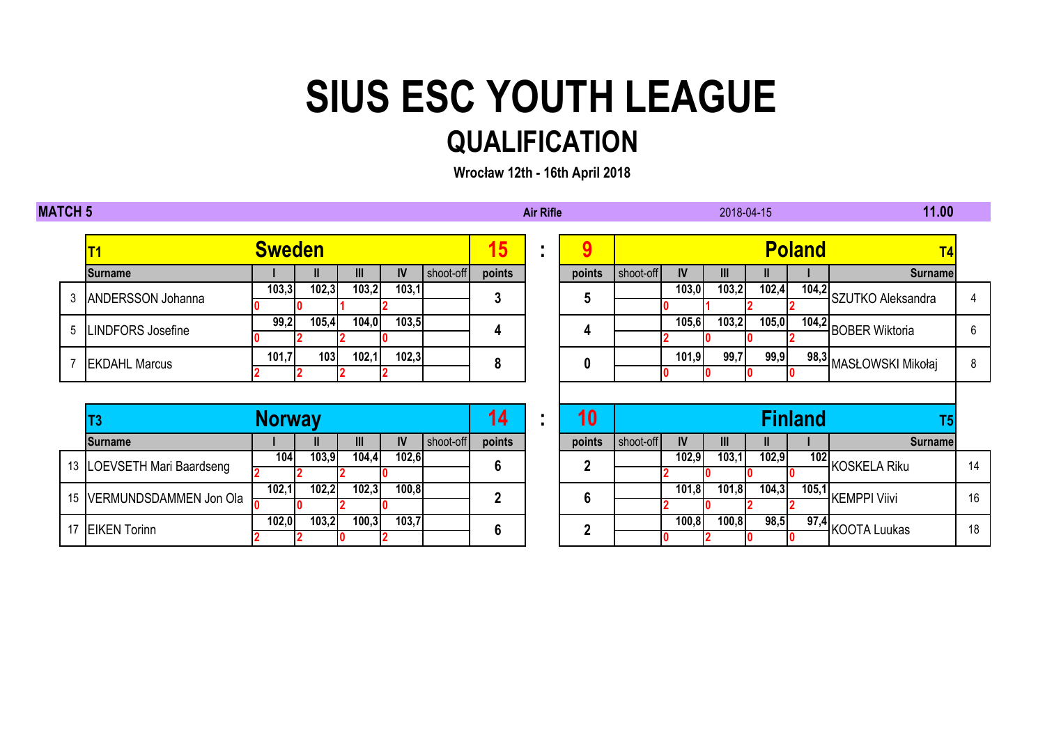# SIUS ESC YOUTH LEAGUE

## QUALIFICATION

**Wrocław 12th - 16th April 2018**

**MATCH 5** | **Air Rifle** | 2018-04-15 | **11.00**

| | T1 | Sweden | | | | | 15 | : | 9 | | Poland | | | | | T4 | |
|---|---|---|---|---|---|---|---|---|---|---|---|---|---|---|---|---|---|
| | Surname | I | II | III | IV | shoot-off | points | | points | shoot-off | IV | III | II | I | Surname | | |
| 3 | ANDERSSON Johanna | 103,3 / 0 | 102,3 / 0 | 103,2 / 1 | 103,1 / 2 | | 3 | | 5 | | 103,0 / 0 | 103,2 / 1 | 102,4 / 2 | 104,2 / 2 | SZUTKO Aleksandra | | 4 |
| 5 | LINDFORS Josefine | 99,2 / 0 | 105,4 / 2 | 104,0 / 2 | 103,5 / 0 | | 4 | | 4 | | 105,6 / 2 | 103,2 / 0 | 105,0 / 0 | 104,2 / 2 | BOBER Wiktoria | | 6 |
| 7 | EKDAHL Marcus | 101,7 / 2 | 103 / 2 | 102,1 / 2 | 102,3 / 2 | | 8 | | 0 | | 101,9 / 0 | 99,7 / 0 | 99,9 / 0 | 98,3 / 0 | MASŁOWSKI Mikołaj | | 8 |

| | T3 | Norway | | | | | 14 | : | 10 | | Finland | | | | | T5 | |
|---|---|---|---|---|---|---|---|---|---|---|---|---|---|---|---|---|---|
| | Surname | I | II | III | IV | shoot-off | points | | points | shoot-off | IV | III | II | I | Surname | | |
| 13 | LOEVSETH Mari Baardseng | 104 / 2 | 103,9 / 2 | 104,4 / 2 | 102,6 / 0 | | 6 | | 2 | | 102,9 / 2 | 103,1 / 0 | 102,9 / 0 | 102 / 0 | KOSKELA Riku | | 14 |
| 15 | VERMUNDSDAMMEN Jon Ola | 102,1 / 0 | 102,2 / 0 | 102,3 / 2 | 100,8 / 0 | | 2 | | 6 | | 101,8 / 2 | 101,8 / 0 | 104,3 / 2 | 105,1 / 2 | KEMPPI Viivi | | 16 |
| 17 | EIKEN Torinn | 102,0 / 2 | 103,2 / 2 | 100,3 / 0 | 103,7 / 2 | | 6 | | 2 | | 100,8 / 0 | 100,8 / 2 | 98,5 / 0 | 97,4 / 0 | KOOTA Luukas | | 18 |